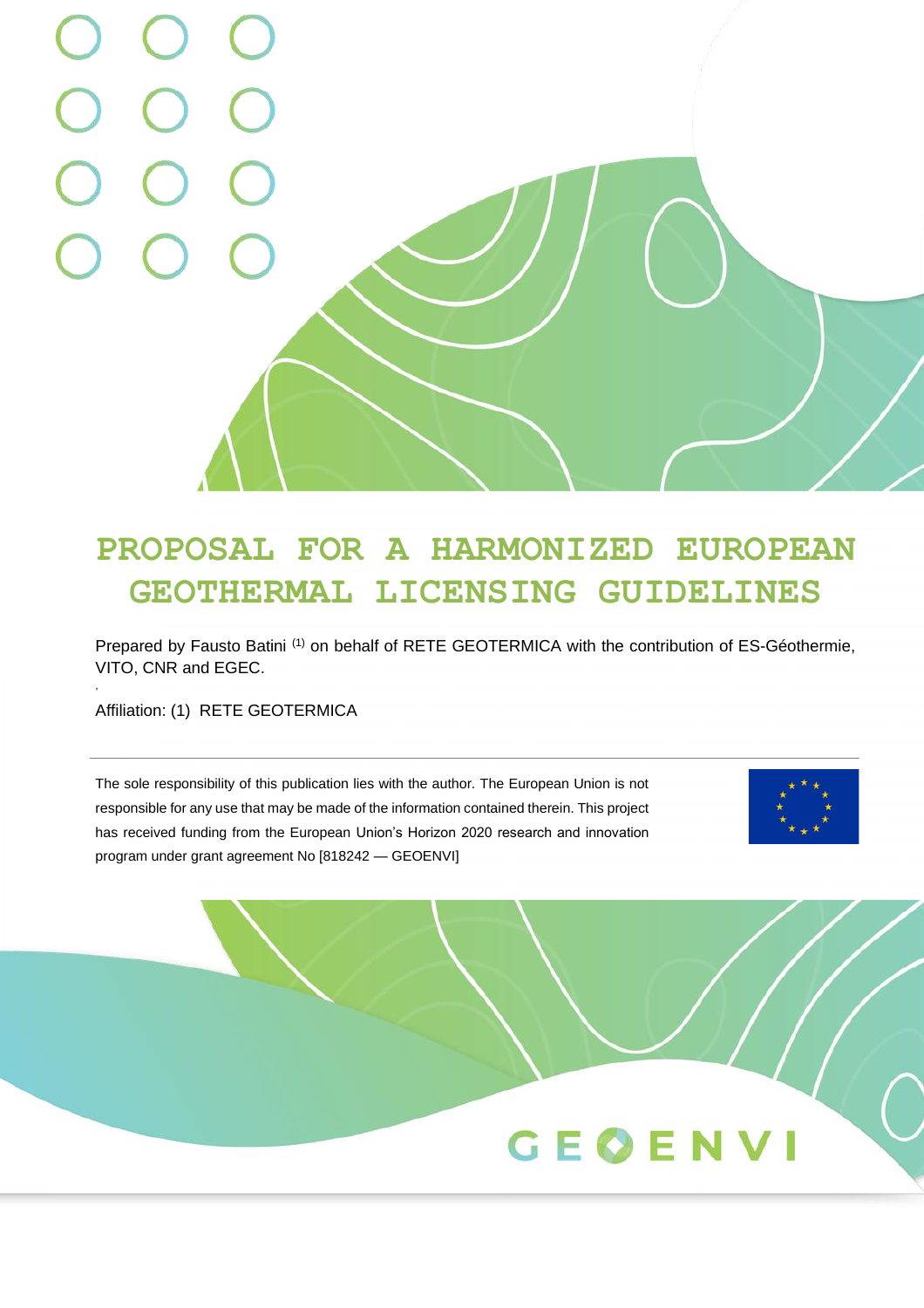# PROPOSAL FOR A HARMONIZED EUROPEAN GEOTHERMAL LICENSING GUIDELINES

Prepared by Fausto Batini [1] on behalf of RETE GEOTERMICA with the contribution of ES-Géothermie, VITO, CNR and EGEC.

Affiliation: (1) RETE GEOTERMICA

The sole responsibility of this publication lies with the author. The European Union is not responsible for any use that may be made of the information contained therein. This project has received funding from the European Union's Horizon 2020 research and innovation program under grant agreement No [818242 — GEOENVI]

GEOENVI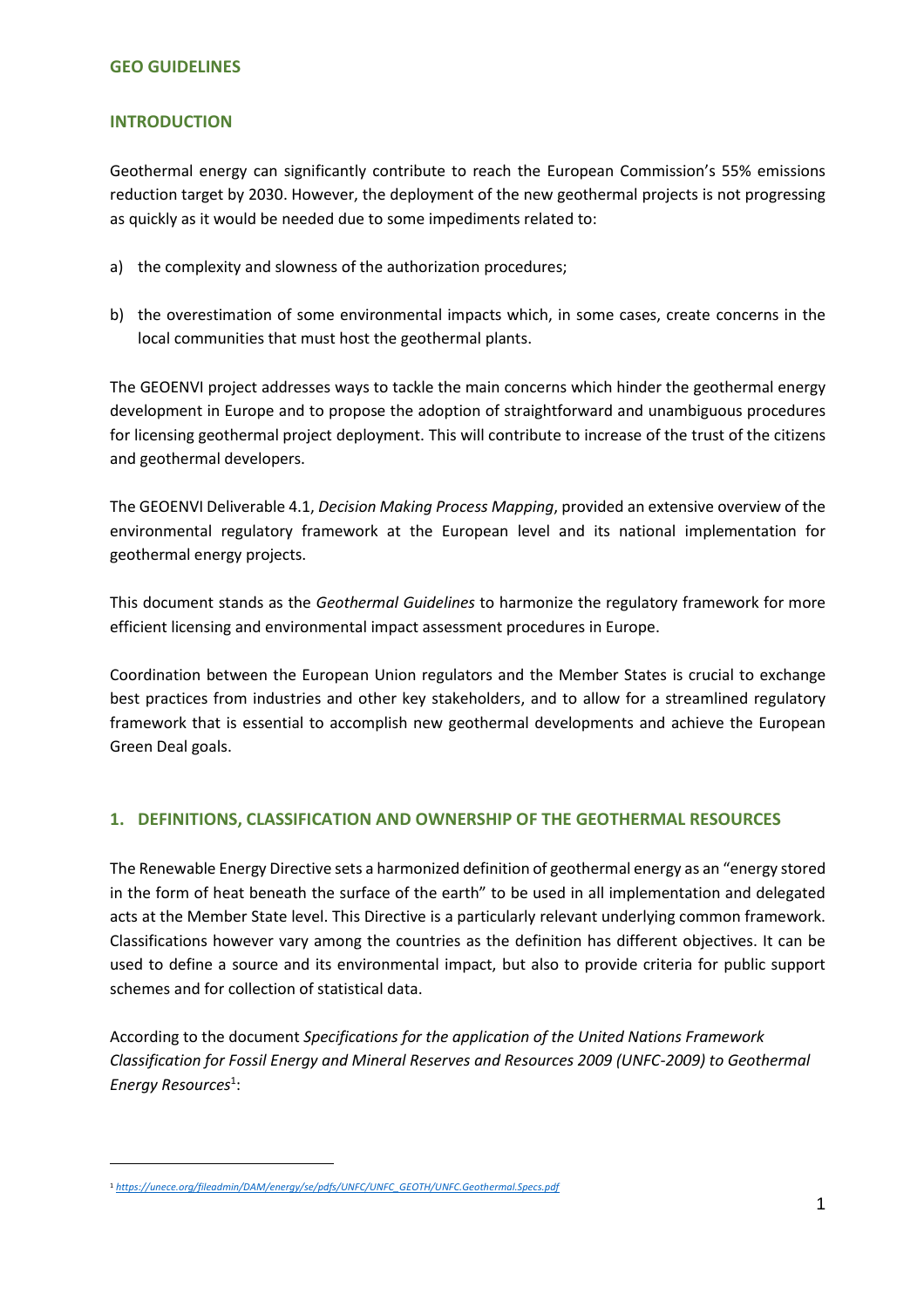## GEO GUIDELINES

## INTRODUCTION

Geothermal energy can significantly contribute to reach the European Commission's 55% emissions reduction target by 2030. However, the deployment of the new geothermal projects is not progressing as quickly as it would be needed due to some impediments related to:

a) the complexity and slowness of the authorization procedures;

b) the overestimation of some environmental impacts which, in some cases, create concerns in the local communities that must host the geothermal plants.

The GEOENVI project addresses ways to tackle the main concerns which hinder the geothermal energy development in Europe and to propose the adoption of straightforward and unambiguous procedures for licensing geothermal project deployment. This will contribute to increase of the trust of the citizens and geothermal developers.

The GEOENVI Deliverable 4.1, *Decision Making Process Mapping*, provided an extensive overview of the environmental regulatory framework at the European level and its national implementation for geothermal energy projects.

This document stands as the *Geothermal Guidelines* to harmonize the regulatory framework for more efficient licensing and environmental impact assessment procedures in Europe.

Coordination between the European Union regulators and the Member States is crucial to exchange best practices from industries and other key stakeholders, and to allow for a streamlined regulatory framework that is essential to accomplish new geothermal developments and achieve the European Green Deal goals.

## 1. DEFINITIONS, CLASSIFICATION AND OWNERSHIP OF THE GEOTHERMAL RESOURCES

The Renewable Energy Directive sets a harmonized definition of geothermal energy as an "energy stored in the form of heat beneath the surface of the earth" to be used in all implementation and delegated acts at the Member State level. This Directive is a particularly relevant underlying common framework. Classifications however vary among the countries as the definition has different objectives. It can be used to define a source and its environmental impact, but also to provide criteria for public support schemes and for collection of statistical data.

According to the document *Specifications for the application of the United Nations Framework Classification for Fossil Energy and Mineral Reserves and Resources 2009 (UNFC-2009) to Geothermal Energy Resources*[1]:

[1] *https://unece.org/fileadmin/DAM/energy/se/pdfs/UNFC/UNFC_GEOTH/UNFC.Geothermal.Specs.pdf*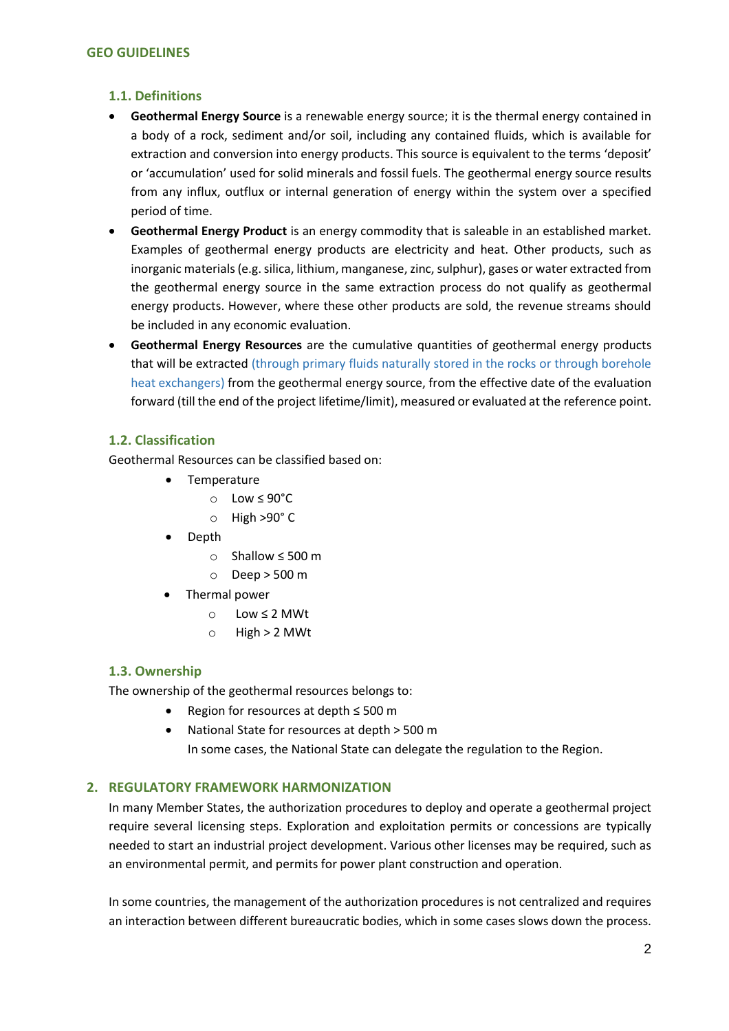### 1.1. Definitions

- **Geothermal Energy Source** is a renewable energy source; it is the thermal energy contained in a body of a rock, sediment and/or soil, including any contained fluids, which is available for extraction and conversion into energy products. This source is equivalent to the terms 'deposit' or 'accumulation' used for solid minerals and fossil fuels. The geothermal energy source results from any influx, outflux or internal generation of energy within the system over a specified period of time.
- **Geothermal Energy Product** is an energy commodity that is saleable in an established market. Examples of geothermal energy products are electricity and heat. Other products, such as inorganic materials (e.g. silica, lithium, manganese, zinc, sulphur), gases or water extracted from the geothermal energy source in the same extraction process do not qualify as geothermal energy products. However, where these other products are sold, the revenue streams should be included in any economic evaluation.
- **Geothermal Energy Resources** are the cumulative quantities of geothermal energy products that will be extracted (through primary fluids naturally stored in the rocks or through borehole heat exchangers) from the geothermal energy source, from the effective date of the evaluation forward (till the end of the project lifetime/limit), measured or evaluated at the reference point.

### 1.2. Classification

Geothermal Resources can be classified based on:

- Temperature
  - Low ≤ 90°C
  - High >90° C
- Depth
  - Shallow ≤ 500 m
  - Deep > 500 m
- Thermal power
  - Low ≤ 2 MWt
  - High > 2 MWt

### 1.3. Ownership

The ownership of the geothermal resources belongs to:

- Region for resources at depth ≤ 500 m
- National State for resources at depth > 500 m
  In some cases, the National State can delegate the regulation to the Region.

## 2. REGULATORY FRAMEWORK HARMONIZATION

In many Member States, the authorization procedures to deploy and operate a geothermal project require several licensing steps. Exploration and exploitation permits or concessions are typically needed to start an industrial project development. Various other licenses may be required, such as an environmental permit, and permits for power plant construction and operation.

In some countries, the management of the authorization procedures is not centralized and requires an interaction between different bureaucratic bodies, which in some cases slows down the process.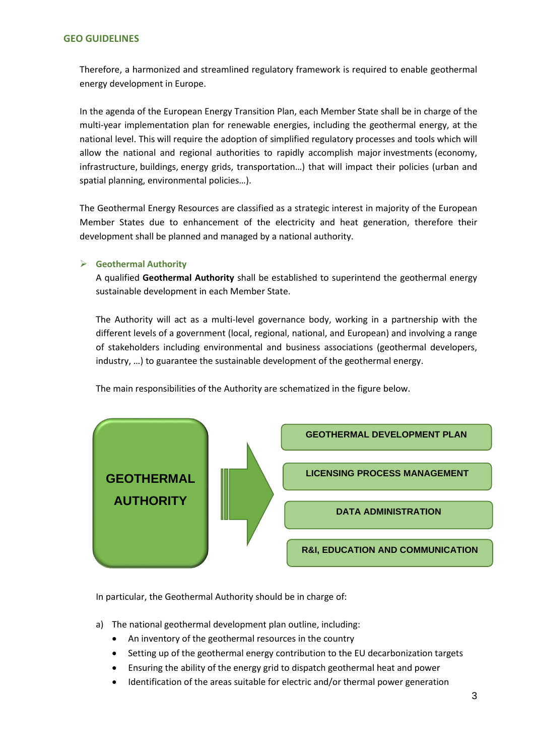Therefore, a harmonized and streamlined regulatory framework is required to enable geothermal energy development in Europe.

In the agenda of the European Energy Transition Plan, each Member State shall be in charge of the multi-year implementation plan for renewable energies, including the geothermal energy, at the national level. This will require the adoption of simplified regulatory processes and tools which will allow the national and regional authorities to rapidly accomplish major investments (economy, infrastructure, buildings, energy grids, transportation…) that will impact their policies (urban and spatial planning, environmental policies…).

The Geothermal Energy Resources are classified as a strategic interest in majority of the European Member States due to enhancement of the electricity and heat generation, therefore their development shall be planned and managed by a national authority.

### Geothermal Authority

A qualified **Geothermal Authority** shall be established to superintend the geothermal energy sustainable development in each Member State.

The Authority will act as a multi-level governance body, working in a partnership with the different levels of a government (local, regional, national, and European) and involving a range of stakeholders including environmental and business associations (geothermal developers, industry, …) to guarantee the sustainable development of the geothermal energy.

The main responsibilities of the Authority are schematized in the figure below.

GEOTHERMAL AUTHORITY →
- GEOTHERMAL DEVELOPMENT PLAN
- LICENSING PROCESS MANAGEMENT
- DATA ADMINISTRATION
- R&I, EDUCATION AND COMMUNICATION

In particular, the Geothermal Authority should be in charge of:

a) The national geothermal development plan outline, including:
   - An inventory of the geothermal resources in the country
   - Setting up of the geothermal energy contribution to the EU decarbonization targets
   - Ensuring the ability of the energy grid to dispatch geothermal heat and power
   - Identification of the areas suitable for electric and/or thermal power generation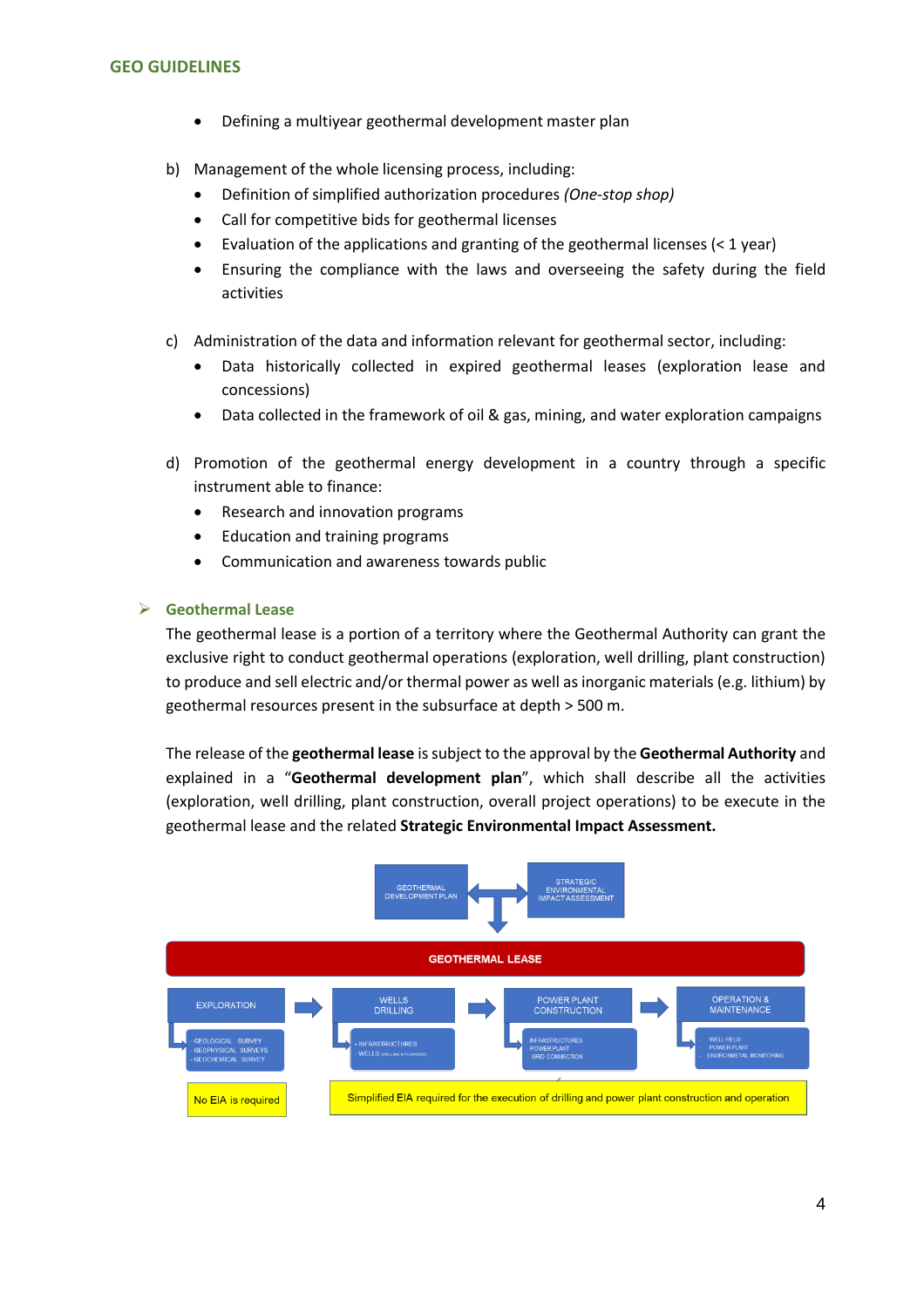- Defining a multiyear geothermal development master plan

b) Management of the whole licensing process, including:
   - Definition of simplified authorization procedures *(One-stop shop)*
   - Call for competitive bids for geothermal licenses
   - Evaluation of the applications and granting of the geothermal licenses (< 1 year)
   - Ensuring the compliance with the laws and overseeing the safety during the field activities

c) Administration of the data and information relevant for geothermal sector, including:
   - Data historically collected in expired geothermal leases (exploration lease and concessions)
   - Data collected in the framework of oil & gas, mining, and water exploration campaigns

d) Promotion of the geothermal energy development in a country through a specific instrument able to finance:
   - Research and innovation programs
   - Education and training programs
   - Communication and awareness towards public

### Geothermal Lease

The geothermal lease is a portion of a territory where the Geothermal Authority can grant the exclusive right to conduct geothermal operations (exploration, well drilling, plant construction) to produce and sell electric and/or thermal power as well as inorganic materials (e.g. lithium) by geothermal resources present in the subsurface at depth > 500 m.

The release of the **geothermal lease** is subject to the approval by the **Geothermal Authority** and explained in a "**Geothermal development plan**", which shall describe all the activities (exploration, well drilling, plant construction, overall project operations) to be execute in the geothermal lease and the related **Strategic Environmental Impact Assessment.**

GEOTHERMAL DEVELOPMENT PLAN ↔ STRATEGIC ENVIRONMENTAL IMPACT ASSESSMENT

**GEOTHERMAL LEASE**

| EXPLORATION | WELLS DRILLING | POWER PLANT CONSTRUCTION | OPERATION & MAINTENANCE |
|---|---|---|---|
| - GEOLOGICAL SURVEY<br>- GEOPHYSICAL SURVEYS<br>- GEOCHEMICAL SURVEY | - INFRASTRUCTURES<br>- WELLS (DRILLING & FLOWTESTS) | - INFRASTRUCTURES<br>- POWER PLANT<br>- GRID CONNECTION | - WELL FIELD<br>- POWER PLANT<br>- ENVIRONMENTAL MONITORING |
| No EIA is required | Simplified EIA required for the execution of drilling and power plant construction and operation | | |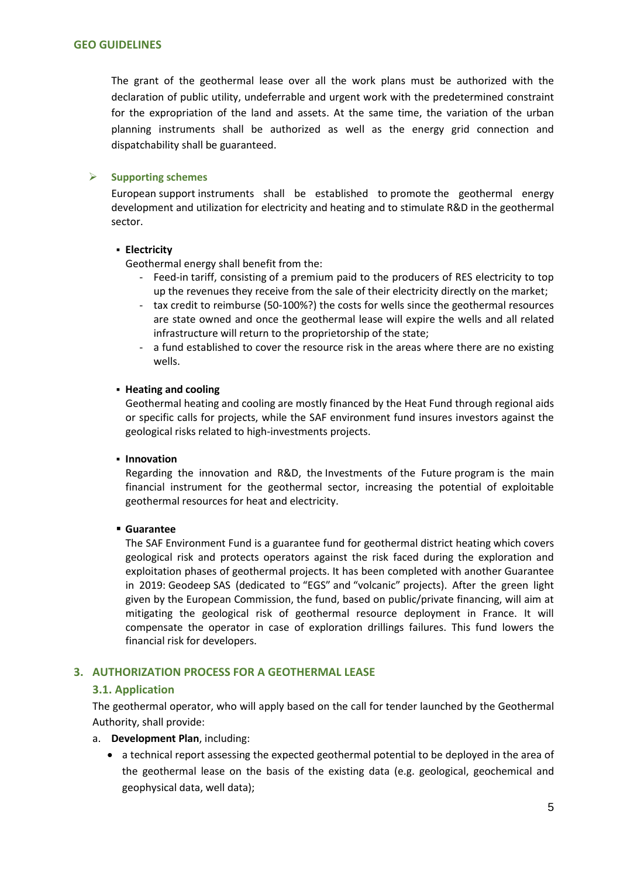The grant of the geothermal lease over all the work plans must be authorized with the declaration of public utility, undeferrable and urgent work with the predetermined constraint for the expropriation of the land and assets. At the same time, the variation of the urban planning instruments shall be authorized as well as the energy grid connection and dispatchability shall be guaranteed.

- **Supporting schemes**

  European support instruments shall be established to promote the geothermal energy development and utilization for electricity and heating and to stimulate R&D in the geothermal sector.

  - **Electricity**

    Geothermal energy shall benefit from the:

    - Feed-in tariff, consisting of a premium paid to the producers of RES electricity to top up the revenues they receive from the sale of their electricity directly on the market;
    - tax credit to reimburse (50-100%?) the costs for wells since the geothermal resources are state owned and once the geothermal lease will expire the wells and all related infrastructure will return to the proprietorship of the state;
    - a fund established to cover the resource risk in the areas where there are no existing wells.

  - **Heating and cooling**

    Geothermal heating and cooling are mostly financed by the Heat Fund through regional aids or specific calls for projects, while the SAF environment fund insures investors against the geological risks related to high-investments projects.

  - **Innovation**

    Regarding the innovation and R&D, the Investments of the Future program is the main financial instrument for the geothermal sector, increasing the potential of exploitable geothermal resources for heat and electricity.

  - **Guarantee**

    The SAF Environment Fund is a guarantee fund for geothermal district heating which covers geological risk and protects operators against the risk faced during the exploration and exploitation phases of geothermal projects. It has been completed with another Guarantee in 2019: Geodeep SAS (dedicated to "EGS" and "volcanic" projects). After the green light given by the European Commission, the fund, based on public/private financing, will aim at mitigating the geological risk of geothermal resource deployment in France. It will compensate the operator in case of exploration drillings failures. This fund lowers the financial risk for developers.

## 3. AUTHORIZATION PROCESS FOR A GEOTHERMAL LEASE

### 3.1. Application

The geothermal operator, who will apply based on the call for tender launched by the Geothermal Authority, shall provide:

a. **Development Plan**, including:

- a technical report assessing the expected geothermal potential to be deployed in the area of the geothermal lease on the basis of the existing data (e.g. geological, geochemical and geophysical data, well data);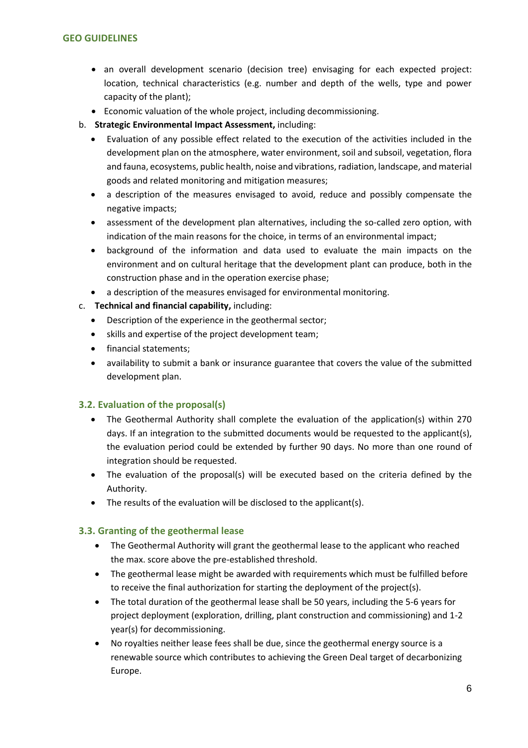- an overall development scenario (decision tree) envisaging for each expected project: location, technical characteristics (e.g. number and depth of the wells, type and power capacity of the plant);
- Economic valuation of the whole project, including decommissioning.

b. **Strategic Environmental Impact Assessment,** including:
   - Evaluation of any possible effect related to the execution of the activities included in the development plan on the atmosphere, water environment, soil and subsoil, vegetation, flora and fauna, ecosystems, public health, noise and vibrations, radiation, landscape, and material goods and related monitoring and mitigation measures;
   - a description of the measures envisaged to avoid, reduce and possibly compensate the negative impacts;
   - assessment of the development plan alternatives, including the so-called zero option, with indication of the main reasons for the choice, in terms of an environmental impact;
   - background of the information and data used to evaluate the main impacts on the environment and on cultural heritage that the development plant can produce, both in the construction phase and in the operation exercise phase;
   - a description of the measures envisaged for environmental monitoring.

c. **Technical and financial capability,** including:
   - Description of the experience in the geothermal sector;
   - skills and expertise of the project development team;
   - financial statements;
   - availability to submit a bank or insurance guarantee that covers the value of the submitted development plan.

### 3.2. Evaluation of the proposal(s)

- The Geothermal Authority shall complete the evaluation of the application(s) within 270 days. If an integration to the submitted documents would be requested to the applicant(s), the evaluation period could be extended by further 90 days. No more than one round of integration should be requested.
- The evaluation of the proposal(s) will be executed based on the criteria defined by the Authority.
- The results of the evaluation will be disclosed to the applicant(s).

### 3.3. Granting of the geothermal lease

- The Geothermal Authority will grant the geothermal lease to the applicant who reached the max. score above the pre-established threshold.
- The geothermal lease might be awarded with requirements which must be fulfilled before to receive the final authorization for starting the deployment of the project(s).
- The total duration of the geothermal lease shall be 50 years, including the 5-6 years for project deployment (exploration, drilling, plant construction and commissioning) and 1-2 year(s) for decommissioning.
- No royalties neither lease fees shall be due, since the geothermal energy source is a renewable source which contributes to achieving the Green Deal target of decarbonizing Europe.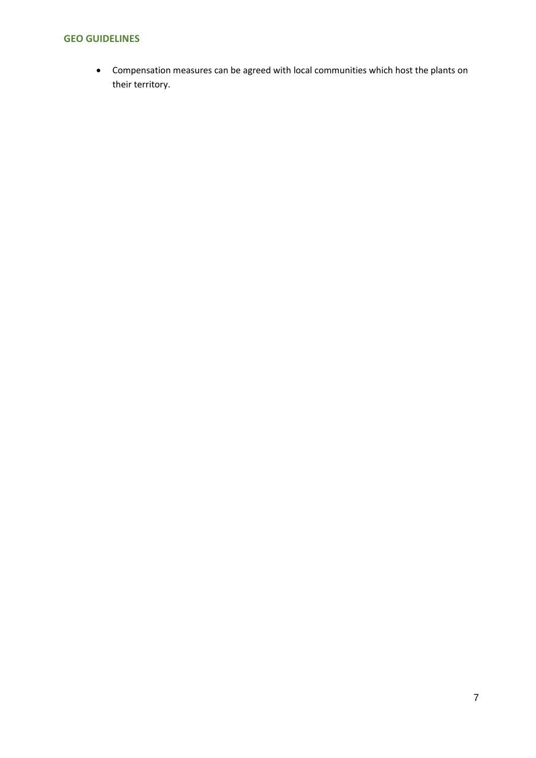- Compensation measures can be agreed with local communities which host the plants on their territory.